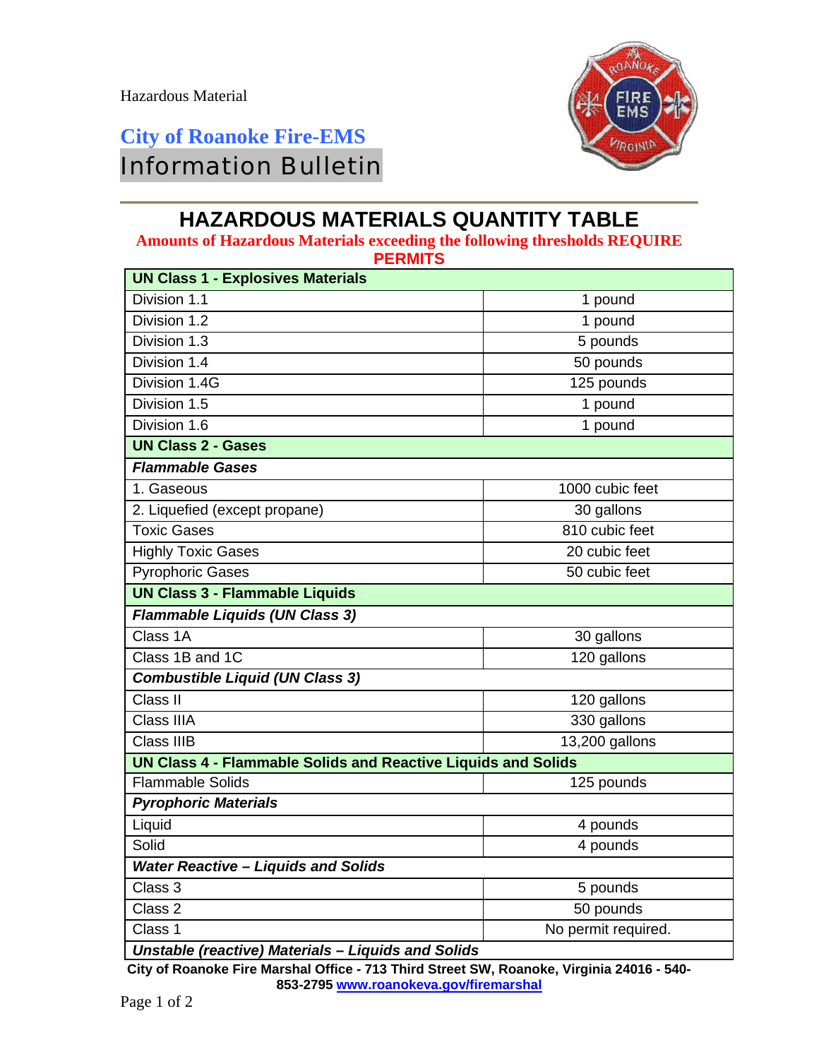Hazardous Material

## City of Roanoke Fire-EMS

## Information Bulletin

# HAZARDOUS MATERIALS QUANTITY TABLE

**Amounts of Hazardous Materials exceeding the following thresholds REQUIRE PERMITS**

| **UN Class 1 - Explosives Materials** | |
|---|---|
| Division 1.1 | 1 pound |
| Division 1.2 | 1 pound |
| Division 1.3 | 5 pounds |
| Division 1.4 | 50 pounds |
| Division 1.4G | 125 pounds |
| Division 1.5 | 1 pound |
| Division 1.6 | 1 pound |
| **UN Class 2 - Gases** | |
| ***Flammable Gases*** | |
| 1. Gaseous | 1000 cubic feet |
| 2. Liquefied (except propane) | 30 gallons |
| Toxic Gases | 810 cubic feet |
| Highly Toxic Gases | 20 cubic feet |
| Pyrophoric Gases | 50 cubic feet |
| **UN Class 3 - Flammable Liquids** | |
| ***Flammable Liquids (UN Class 3)*** | |
| Class 1A | 30 gallons |
| Class 1B and 1C | 120 gallons |
| ***Combustible Liquid (UN Class 3)*** | |
| Class II | 120 gallons |
| Class IIIA | 330 gallons |
| Class IIIB | 13,200 gallons |
| **UN Class 4 - Flammable Solids and Reactive Liquids and Solids** | |
| Flammable Solids | 125 pounds |
| ***Pyrophoric Materials*** | |
| Liquid | 4 pounds |
| Solid | 4 pounds |
| ***Water Reactive – Liquids and Solids*** | |
| Class 3 | 5 pounds |
| Class 2 | 50 pounds |
| Class 1 | No permit required. |
| ***Unstable (reactive) Materials – Liquids and Solids*** | |

**City of Roanoke Fire Marshal Office - 713 Third Street SW, Roanoke, Virginia 24016 - 540-853-2795 www.roanokeva.gov/firemarshal**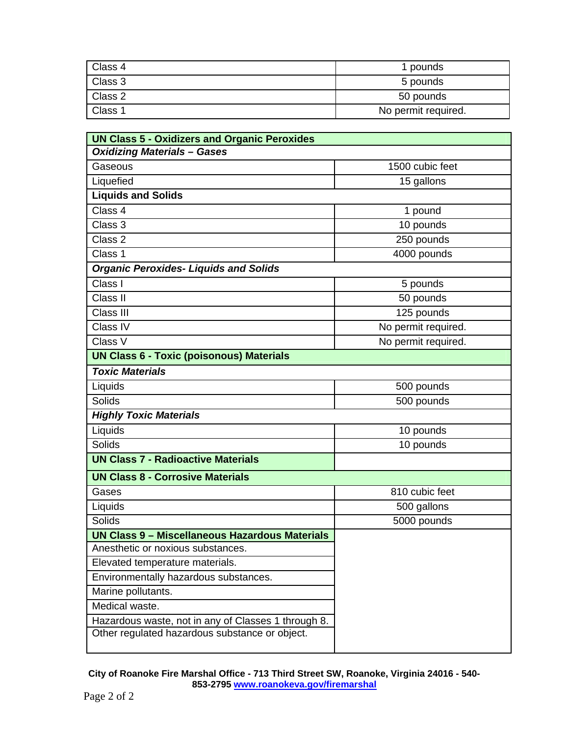| | |
|---|---|
| Class 4 | 1 pounds |
| Class 3 | 5 pounds |
| Class 2 | 50 pounds |
| Class 1 | No permit required. |

| | |
|---|---|
| **UN Class 5 - Oxidizers and Organic Peroxides** | |
| ***Oxidizing Materials – Gases*** | |
| Gaseous | 1500 cubic feet |
| Liquefied | 15 gallons |
| **Liquids and Solids** | |
| Class 4 | 1 pound |
| Class 3 | 10 pounds |
| Class 2 | 250 pounds |
| Class 1 | 4000 pounds |
| ***Organic Peroxides- Liquids and Solids*** | |
| Class I | 5 pounds |
| Class II | 50 pounds |
| Class III | 125 pounds |
| Class IV | No permit required. |
| Class V | No permit required. |
| **UN Class 6 - Toxic (poisonous) Materials** | |
| ***Toxic Materials*** | |
| Liquids | 500 pounds |
| Solids | 500 pounds |
| ***Highly Toxic Materials*** | |
| Liquids | 10 pounds |
| Solids | 10 pounds |
| **UN Class 7 - Radioactive Materials** | |
| **UN Class 8 - Corrosive Materials** | |
| Gases | 810 cubic feet |
| Liquids | 500 gallons |
| Solids | 5000 pounds |
| **UN Class 9 – Miscellaneous Hazardous Materials** | |
| Anesthetic or noxious substances. | |
| Elevated temperature materials. | |
| Environmentally hazardous substances. | |
| Marine pollutants. | |
| Medical waste. | |
| Hazardous waste, not in any of Classes 1 through 8. | |
| Other regulated hazardous substance or object. | |

**City of Roanoke Fire Marshal Office - 713 Third Street SW, Roanoke, Virginia 24016 - 540-853-2795 www.roanokeva.gov/firemarshal**